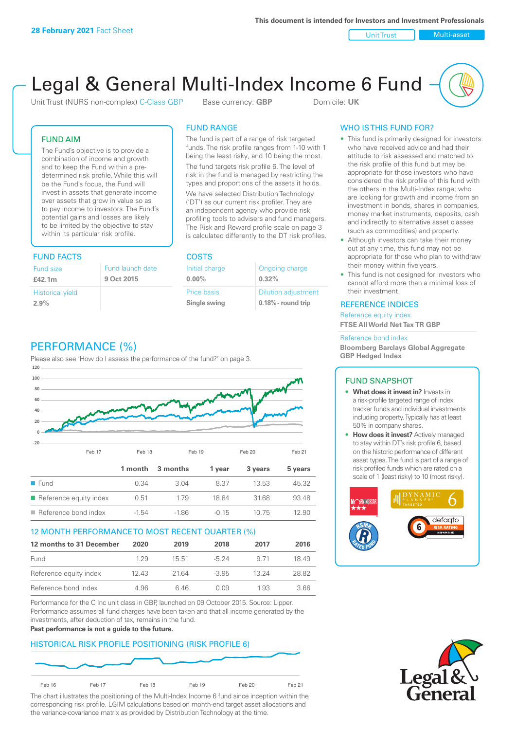28 February 2021 Fact Sheet

This document is intended for Investors and Investment Professionals

Unit Trust | Multi-asset

# Legal & General Multi-Index Income 6 Fund

Unit Trust (NURS non-complex) C-Class GBP    Base currency: **GBP**    Domicile: **UK**

## FUND AIM

The Fund's objective is to provide a combination of income and growth and to keep the Fund within a pre-determined risk profile. While this will be the Fund's focus, the Fund will invest in assets that generate income over assets that grow in value so as to pay income to investors. The Fund's potential gains and losses are likely to be limited by the objective to stay within its particular risk profile.

## FUND RANGE

The fund is part of a range of risk targeted funds. The risk profile ranges from 1-10 with 1 being the least risky, and 10 being the most.

The fund targets risk profile 6. The level of risk in the fund is managed by restricting the types and proportions of the assets it holds.

We have selected Distribution Technology ('DT') as our current risk profiler. They are an independent agency who provide risk profiling tools to advisers and fund managers. The Risk and Reward profile scale on page 3 is calculated differently to the DT risk profiles.

## WHO IS THIS FUND FOR?

- This fund is primarily designed for investors: who have received advice and had their attitude to risk assessed and matched to the risk profile of this fund but may be appropriate for those investors who have considered the risk profile of this fund with the others in the Multi-Index range; who are looking for growth and income from an investment in bonds, shares in companies, money market instruments, deposits, cash and indirectly to alternative asset classes (such as commodities) and property.
- Although investors can take their money out at any time, this fund may not be appropriate for those who plan to withdraw their money within five years.
- This fund is not designed for investors who cannot afford more than a minimal loss of their investment.

## FUND FACTS

| Fund size | Fund launch date |
|---|---|
| **£42.1m** | **9 Oct 2015** |
| Historical yield | |
| **2.9%** | |

## COSTS

| Initial charge | Ongoing charge |
|---|---|
| **0.00%** | **0.32%** |
| Price basis | Dilution adjustment |
| **Single swing** | **0.18% - round trip** |

## REFERENCE INDICES

Reference equity index
**FTSE All World Net Tax TR GBP**

Reference bond index
**Bloomberg Barclays Global Aggregate GBP Hedged Index**

## PERFORMANCE (%)

Please also see 'How do I assess the performance of the fund?' on page 3.

| | 1 month | 3 months | 1 year | 3 years | 5 years |
|---|---|---|---|---|---|
| Fund | 0.34 | 3.04 | 8.37 | 13.53 | 45.32 |
| Reference equity index | 0.51 | 1.79 | 18.84 | 31.68 | 93.48 |
| Reference bond index | -1.54 | -1.86 | -0.15 | 10.75 | 12.90 |

## 12 MONTH PERFORMANCE TO MOST RECENT QUARTER (%)

| 12 months to 31 December | 2020 | 2019 | 2018 | 2017 | 2016 |
|---|---|---|---|---|---|
| Fund | 1.29 | 15.51 | -5.24 | 9.71 | 18.49 |
| Reference equity index | 12.43 | 21.64 | -3.95 | 13.24 | 28.82 |
| Reference bond index | 4.96 | 6.46 | 0.09 | 1.93 | 3.66 |

Performance for the C Inc unit class in GBP, launched on 09 October 2015. Source: Lipper. Performance assumes all fund charges have been taken and that all income generated by the investments, after deduction of tax, remains in the fund.

**Past performance is not a guide to the future.**

## FUND SNAPSHOT

- **What does it invest in?** Invests in a risk-profile targeted range of index tracker funds and individual investments including property. Typically has at least 50% in company shares.
- **How does it invest?** Actively managed to stay within DT's risk profile 6, based on the historic performance of different asset types. The fund is part of a range of risk profiled funds which are rated on a scale of 1 (least risky) to 10 (most risky).

## HISTORICAL RISK PROFILE POSITIONING (RISK PROFILE 6)

The chart illustrates the positioning of the Multi-Index Income 6 fund since inception within the corresponding risk profile. LGIM calculations based on month-end target asset allocations and the variance-covariance matrix as provided by Distribution Technology at the time.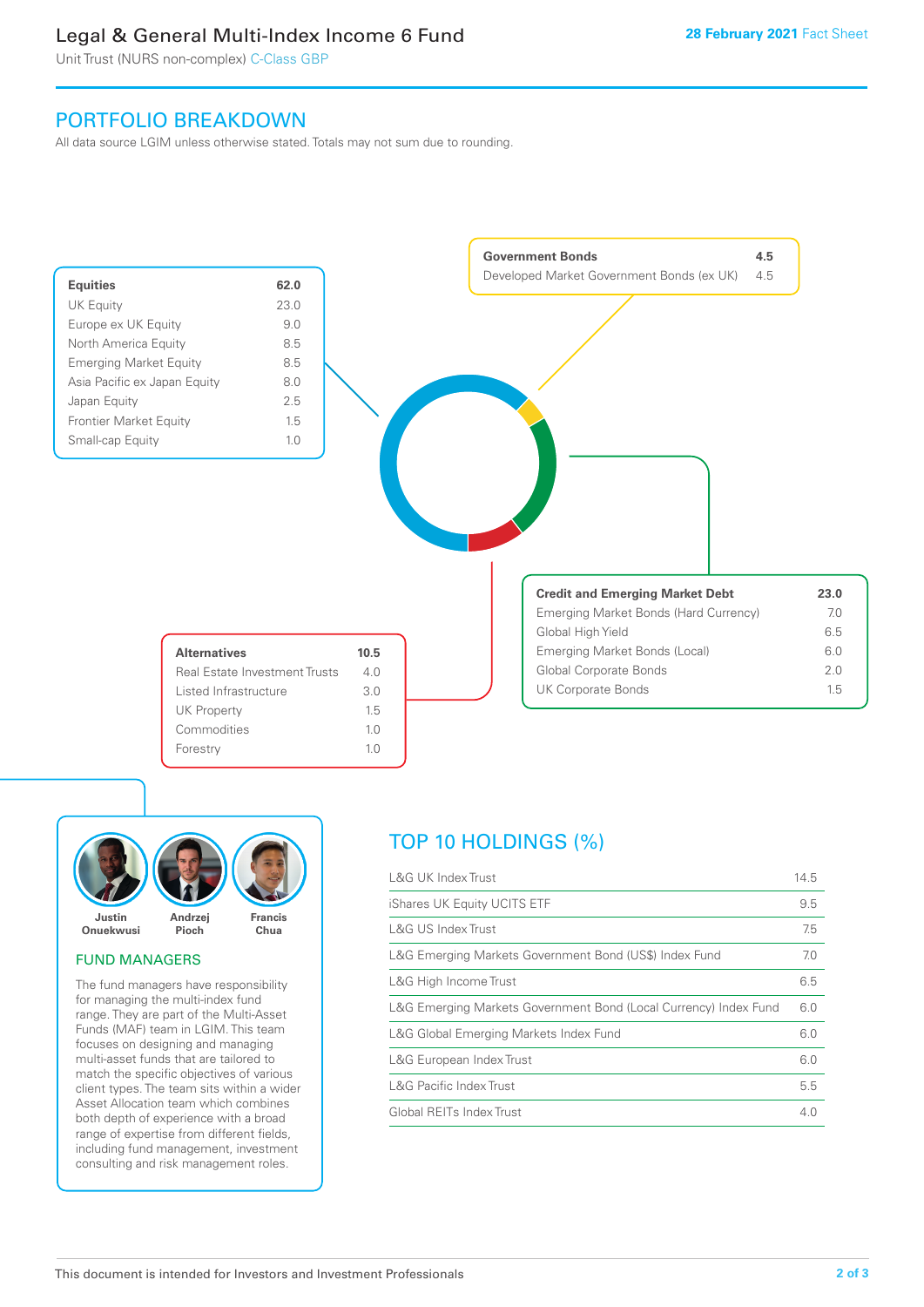# Legal & General Multi-Index Income 6 Fund

Unit Trust (NURS non-complex) C-Class GBP

**28 February 2021** Fact Sheet

## PORTFOLIO BREAKDOWN

All data source LGIM unless otherwise stated. Totals may not sum due to rounding.

| **Equities** | **62.0** |
|---|---|
| UK Equity | 23.0 |
| Europe ex UK Equity | 9.0 |
| North America Equity | 8.5 |
| Emerging Market Equity | 8.5 |
| Asia Pacific ex Japan Equity | 8.0 |
| Japan Equity | 2.5 |
| Frontier Market Equity | 1.5 |
| Small-cap Equity | 1.0 |

| **Government Bonds** | **4.5** |
|---|---|
| Developed Market Government Bonds (ex UK) | 4.5 |

| **Credit and Emerging Market Debt** | **23.0** |
|---|---|
| Emerging Market Bonds (Hard Currency) | 7.0 |
| Global High Yield | 6.5 |
| Emerging Market Bonds (Local) | 6.0 |
| Global Corporate Bonds | 2.0 |
| UK Corporate Bonds | 1.5 |

| **Alternatives** | **10.5** |
|---|---|
| Real Estate Investment Trusts | 4.0 |
| Listed Infrastructure | 3.0 |
| UK Property | 1.5 |
| Commodities | 1.0 |
| Forestry | 1.0 |

Justin Onuekwusi, Andrzej Pioch, Francis Chua

### FUND MANAGERS

The fund managers have responsibility for managing the multi-index fund range. They are part of the Multi-Asset Funds (MAF) team in LGIM. This team focuses on designing and managing multi-asset funds that are tailored to match the specific objectives of various client types. The team sits within a wider Asset Allocation team which combines both depth of experience with a broad range of expertise from different fields, including fund management, investment consulting and risk management roles.

## TOP 10 HOLDINGS (%)

| Holding | % |
|---|---|
| L&G UK Index Trust | 14.5 |
| iShares UK Equity UCITS ETF | 9.5 |
| L&G US Index Trust | 7.5 |
| L&G Emerging Markets Government Bond (US$) Index Fund | 7.0 |
| L&G High Income Trust | 6.5 |
| L&G Emerging Markets Government Bond (Local Currency) Index Fund | 6.0 |
| L&G Global Emerging Markets Index Fund | 6.0 |
| L&G European Index Trust | 6.0 |
| L&G Pacific Index Trust | 5.5 |
| Global REITs Index Trust | 4.0 |

This document is intended for Investors and Investment Professionals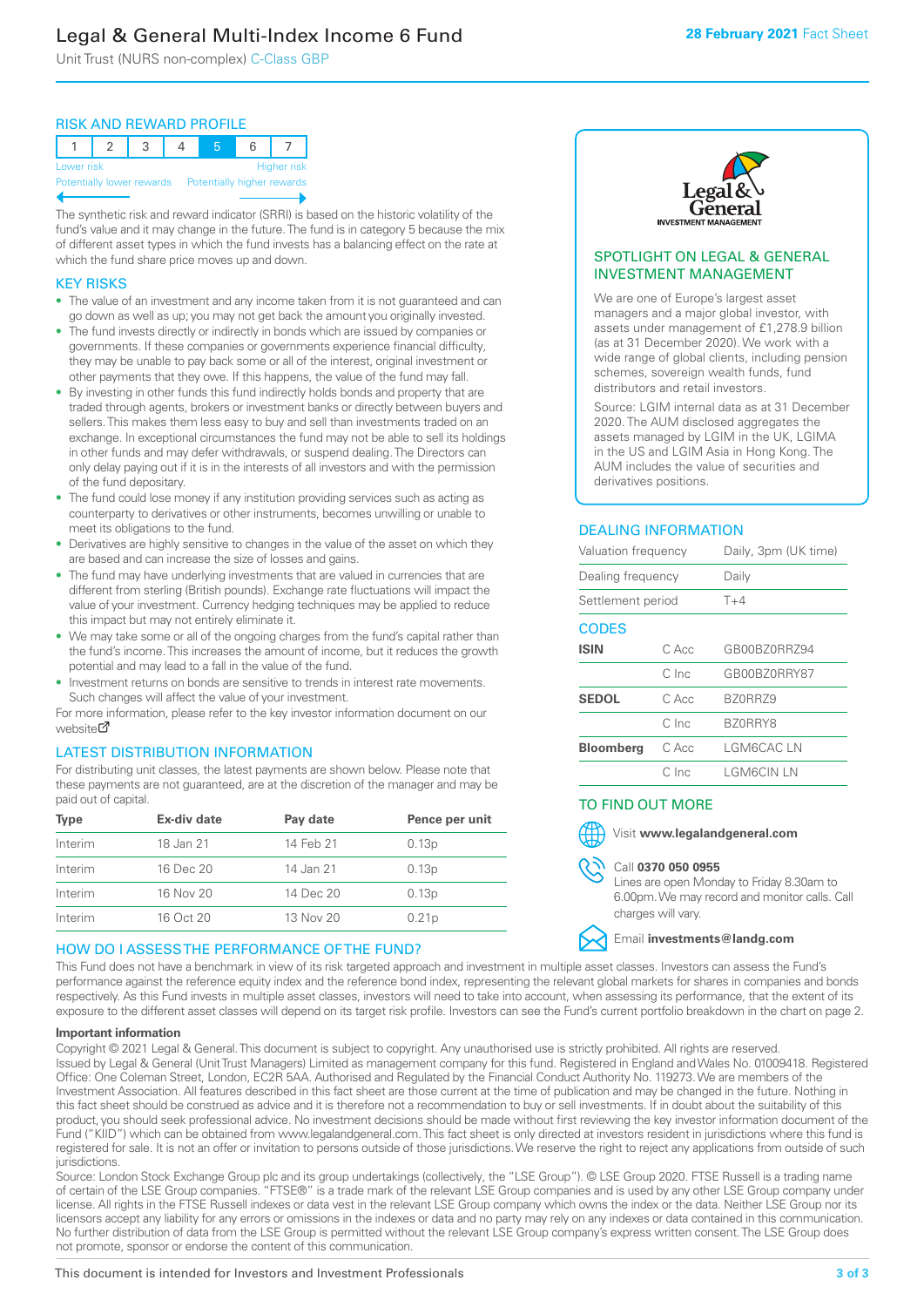# Legal & General Multi-Index Income 6 Fund

Unit Trust (NURS non-complex) C-Class GBP

**28 February 2021** Fact Sheet

## RISK AND REWARD PROFILE

| 1 | 2 | 3 | 4 | 5 | 6 | 7 |
|---|---|---|---|---|---|---|

Lower risk — Higher risk

Potentially lower rewards — Potentially higher rewards

The synthetic risk and reward indicator (SRRI) is based on the historic volatility of the fund's value and it may change in the future. The fund is in category 5 because the mix of different asset types in which the fund invests has a balancing effect on the rate at which the fund share price moves up and down.

## KEY RISKS

- The value of an investment and any income taken from it is not guaranteed and can go down as well as up; you may not get back the amount you originally invested.
- The fund invests directly or indirectly in bonds which are issued by companies or governments. If these companies or governments experience financial difficulty, they may be unable to pay back some or all of the interest, original investment or other payments that they owe. If this happens, the value of the fund may fall.
- By investing in other funds this fund indirectly holds bonds and property that are traded through agents, brokers or investment banks or directly between buyers and sellers. This makes them less easy to buy and sell than investments traded on an exchange. In exceptional circumstances the fund may not be able to sell its holdings in other funds and may defer withdrawals, or suspend dealing. The Directors can only delay paying out if it is in the interests of all investors and with the permission of the fund depositary.
- The fund could lose money if any institution providing services such as acting as counterparty to derivatives or other instruments, becomes unwilling or unable to meet its obligations to the fund.
- Derivatives are highly sensitive to changes in the value of the asset on which they are based and can increase the size of losses and gains.
- The fund may have underlying investments that are valued in currencies that are different from sterling (British pounds). Exchange rate fluctuations will impact the value of your investment. Currency hedging techniques may be applied to reduce this impact but may not entirely eliminate it.
- We may take some or all of the ongoing charges from the fund's capital rather than the fund's income. This increases the amount of income, but it reduces the growth potential and may lead to a fall in the value of the fund.
- Investment returns on bonds are sensitive to trends in interest rate movements. Such changes will affect the value of your investment.

For more information, please refer to the key investor information document on our website

## LATEST DISTRIBUTION INFORMATION

For distributing unit classes, the latest payments are shown below. Please note that these payments are not guaranteed, are at the discretion of the manager and may be paid out of capital.

| Type | Ex-div date | Pay date | Pence per unit |
|---|---|---|---|
| Interim | 18 Jan 21 | 14 Feb 21 | 0.13p |
| Interim | 16 Dec 20 | 14 Jan 21 | 0.13p |
| Interim | 16 Nov 20 | 14 Dec 20 | 0.13p |
| Interim | 16 Oct 20 | 13 Nov 20 | 0.21p |

## SPOTLIGHT ON LEGAL & GENERAL INVESTMENT MANAGEMENT

We are one of Europe's largest asset managers and a major global investor, with assets under management of £1,278.9 billion (as at 31 December 2020). We work with a wide range of global clients, including pension schemes, sovereign wealth funds, fund distributors and retail investors.

Source: LGIM internal data as at 31 December 2020. The AUM disclosed aggregates the assets managed by LGIM in the UK, LGIMA in the US and LGIM Asia in Hong Kong. The AUM includes the value of securities and derivatives positions.

## DEALING INFORMATION

| | |
|---|---|
| Valuation frequency | Daily, 3pm (UK time) |
| Dealing frequency | Daily |
| Settlement period | T+4 |

## CODES

| | | |
|---|---|---|
| **ISIN** | C Acc | GB00BZ0RRZ94 |
| | C Inc | GB00BZ0RRY87 |
| **SEDOL** | C Acc | BZ0RRZ9 |
| | C Inc | BZ0RRY8 |
| **Bloomberg** | C Acc | LGM6CAC LN |
| | C Inc | LGM6CIN LN |

## TO FIND OUT MORE

Visit **www.legalandgeneral.com**

Call **0370 050 0955**
Lines are open Monday to Friday 8.30am to 6.00pm. We may record and monitor calls. Call charges will vary.

Email **investments@landg.com**

## HOW DO I ASSESS THE PERFORMANCE OF THE FUND?

This Fund does not have a benchmark in view of its risk targeted approach and investment in multiple asset classes. Investors can assess the Fund's performance against the reference equity index and the reference bond index, representing the relevant global markets for shares in companies and bonds respectively. As this Fund invests in multiple asset classes, investors will need to take into account, when assessing its performance, that the extent of its exposure to the different asset classes will depend on its target risk profile. Investors can see the Fund's current portfolio breakdown in the chart on page 2.

**Important information**

Copyright © 2021 Legal & General. This document is subject to copyright. Any unauthorised use is strictly prohibited. All rights are reserved. Issued by Legal & General (Unit Trust Managers) Limited as management company for this fund. Registered in England and Wales No. 01009418. Registered Office: One Coleman Street, London, EC2R 5AA. Authorised and Regulated by the Financial Conduct Authority No. 119273. We are members of the Investment Association. All features described in this fact sheet are those current at the time of publication and may be changed in the future. Nothing in this fact sheet should be construed as advice and it is therefore not a recommendation to buy or sell investments. If in doubt about the suitability of this product, you should seek professional advice. No investment decisions should be made without first reviewing the key investor information document of the Fund ("KIID") which can be obtained from www.legalandgeneral.com. This fact sheet is only directed at investors resident in jurisdictions where this fund is registered for sale. It is not an offer or invitation to persons outside of those jurisdictions. We reserve the right to reject any applications from outside of such jurisdictions.

Source: London Stock Exchange Group plc and its group undertakings (collectively, the "LSE Group"). © LSE Group 2020. FTSE Russell is a trading name of certain of the LSE Group companies. "FTSE®" is a trade mark of the relevant LSE Group companies and is used by any other LSE Group company under license. All rights in the FTSE Russell indexes or data vest in the relevant LSE Group company which owns the index or the data. Neither LSE Group nor its licensors accept any liability for any errors or omissions in the indexes or data and no party may rely on any indexes or data contained in this communication. No further distribution of data from the LSE Group is permitted without the relevant LSE Group company's express written consent. The LSE Group does not promote, sponsor or endorse the content of this communication.

This document is intended for Investors and Investment Professionals